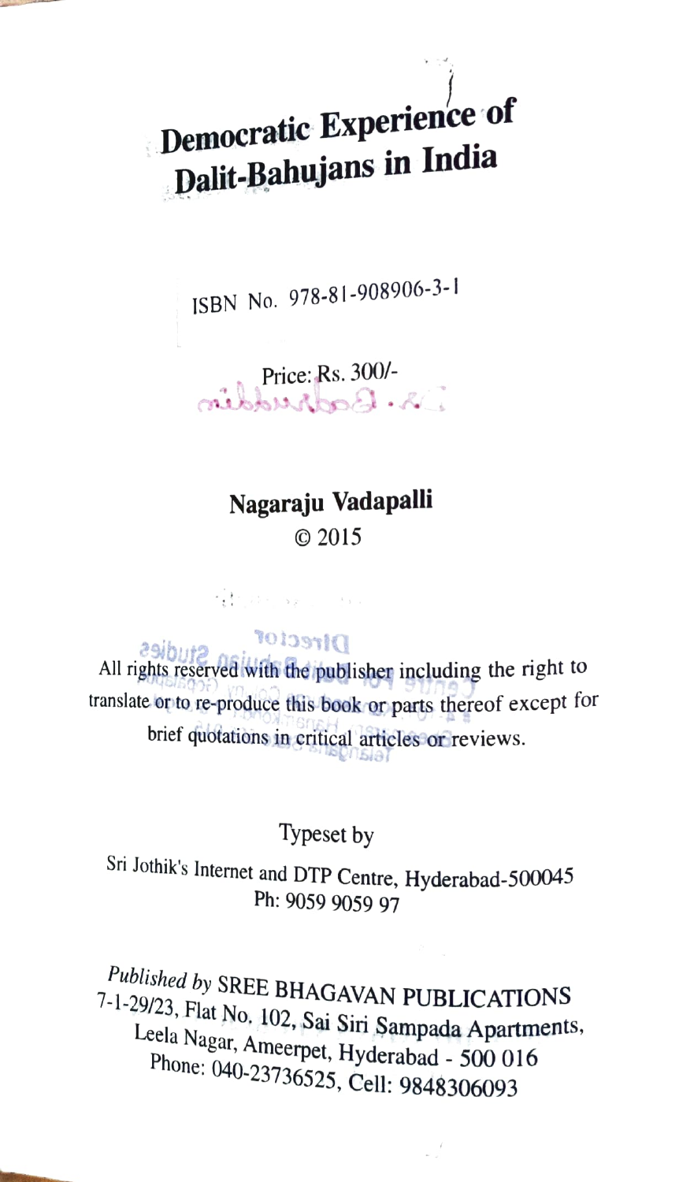# Democratic Experience of Dalit-Bahujans in India

ISBN No. 978-81-908906-3-1

Price: Rs. 300/-

**Nagaraju Vadapalli**
© 2015

All rights reserved with the publisher including the right to translate or to re-produce this book or parts thereof except for brief quotations in critical articles or reviews.

Typeset by

Sri Jothik's Internet and DTP Centre, Hyderabad-500045
Ph: 9059 9059 97

*Published by* SREE BHAGAVAN PUBLICATIONS
7-1-29/23, Flat No. 102, Sai Siri Sampada Apartments,
Leela Nagar, Ameerpet, Hyderabad - 500 016
Phone: 040-23736525, Cell: 9848306093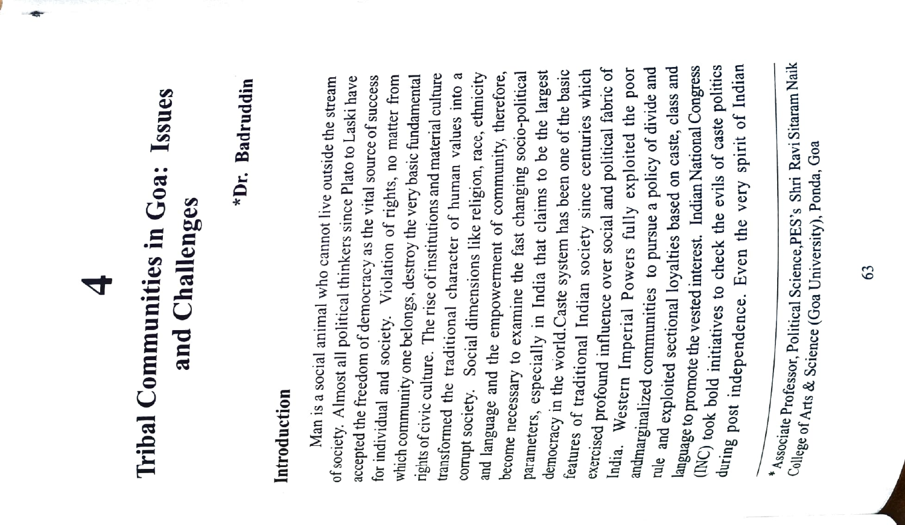# 4

# Tribal Communities in Goa: Issues and Challenges

**\*Dr. Badruddin**

## Introduction

Man is a social animal who cannot live outside the stream of society. Almost all political thinkers since Plato to Laski have accepted the freedom of democracy as the vital source of success for individual and society. Violation of rights, no matter from which community one belongs, destroy the very basic fundamental rights of civic culture. The rise of institutions and material culture transformed the traditional character of human values into a corrupt society. Social dimensions like religion, race, ethnicity and language and the empowerment of community, therefore, become necessary to examine the fast changing socio-political parameters, especially in India that claims to be the largest democracy in the world.Caste system has been one of the basic features of traditional Indian society since centuries which exercised profound influence over social and political fabric of India. Western Imperial Powers fully exploited the poor andmarginalized communities to pursue a policy of divide and rule and exploited sectional loyalties based on caste, class and language to promote the vested interest. Indian National Congress (INC) took bold initiatives to check the evils of caste politics during post independence. Even the very spirit of Indian

---

\* Associate Professor, Political Science,PES's Shri Ravi Sitaram Naik College of Arts & Science (Goa University), Ponda, Goa